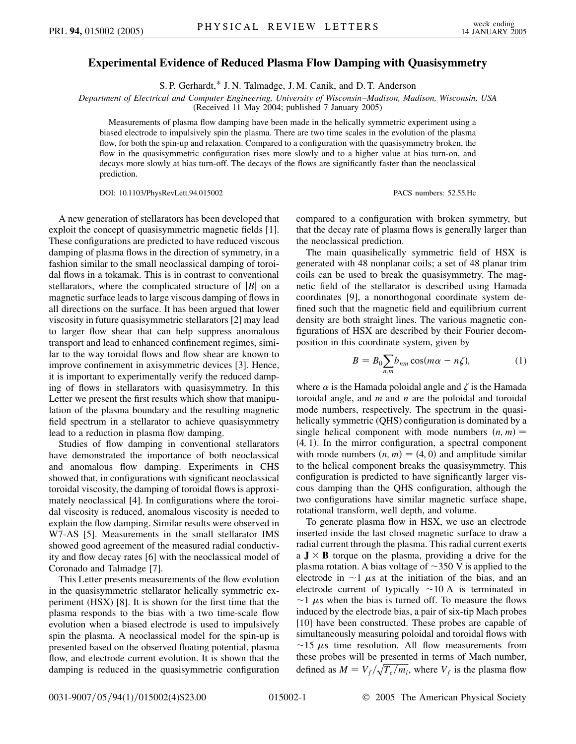# Experimental Evidence of Reduced Plasma Flow Damping with Quasisymmetry

S. P. Gerhardt,* J. N. Talmadge, J. M. Canik, and D. T. Anderson

*Department of Electrical and Computer Engineering, University of Wisconsin–Madison, Madison, Wisconsin, USA*
(Received 11 May 2004; published 7 January 2005)

Measurements of plasma flow damping have been made in the helically symmetric experiment using a biased electrode to impulsively spin the plasma. There are two time scales in the evolution of the plasma flow, for both the spin-up and relaxation. Compared to a configuration with the quasisymmetry broken, the flow in the quasisymmetric configuration rises more slowly and to a higher value at bias turn-on, and decays more slowly at bias turn-off. The decays of the flows are significantly faster than the neoclassical prediction.

DOI: 10.1103/PhysRevLett.94.015002 PACS numbers: 52.55.Hc

A new generation of stellarators has been developed that exploit the concept of quasisymmetric magnetic fields [1]. These configurations are predicted to have reduced viscous damping of plasma flows in the direction of symmetry, in a fashion similar to the small neoclassical damping of toroidal flows in a tokamak. This is in contrast to conventional stellarators, where the complicated structure of $|B|$ on a magnetic surface leads to large viscous damping of flows in all directions on the surface. It has been argued that lower viscosity in future quasisymmetric stellarators [2] may lead to larger flow shear that can help suppress anomalous transport and lead to enhanced confinement regimes, similar to the way toroidal flows and flow shear are known to improve confinement in axisymmetric devices [3]. Hence, it is important to experimentally verify the reduced damping of flows in stellarators with quasisymmetry. In this Letter we present the first results which show that manipulation of the plasma boundary and the resulting magnetic field spectrum in a stellarator to achieve quasisymmetry lead to a reduction in plasma flow damping.

Studies of flow damping in conventional stellarators have demonstrated the importance of both neoclassical and anomalous flow damping. Experiments in CHS showed that, in configurations with significant neoclassical toroidal viscosity, the damping of toroidal flows is approximately neoclassical [4]. In configurations where the toroidal viscosity is reduced, anomalous viscosity is needed to explain the flow damping. Similar results were observed in W7-AS [5]. Measurements in the small stellarator IMS showed good agreement of the measured radial conductivity and flow decay rates [6] with the neoclassical model of Coronado and Talmadge [7].

This Letter presents measurements of the flow evolution in the quasisymmetric stellarator helically symmetric experiment (HSX) [8]. It is shown for the first time that the plasma responds to the bias with a two time-scale flow evolution when a biased electrode is used to impulsively spin the plasma. A neoclassical model for the spin-up is presented based on the observed floating potential, plasma flow, and electrode current evolution. It is shown that the damping is reduced in the quasisymmetric configuration compared to a configuration with broken symmetry, but that the decay rate of plasma flows is generally larger than the neoclassical prediction.

The main quasihelically symmetric field of HSX is generated with 48 nonplanar coils; a set of 48 planar trim coils can be used to break the quasisymmetry. The magnetic field of the stellarator is described using Hamada coordinates [9], a nonorthogonal coordinate system defined such that the magnetic field and equilibrium current density are both straight lines. The various magnetic configurations of HSX are described by their Fourier decomposition in this coordinate system, given by

$$B = B_0 \sum_{n,m} b_{nm} \cos(m\alpha - n\zeta), \tag{1}$$

where $\alpha$ is the Hamada poloidal angle and $\zeta$ is the Hamada toroidal angle, and $m$ and $n$ are the poloidal and toroidal mode numbers, respectively. The spectrum in the quasihelically symmetric (QHS) configuration is dominated by a single helical component with mode numbers $(n, m) = (4, 1)$. In the mirror configuration, a spectral component with mode numbers $(n, m) = (4, 0)$ and amplitude similar to the helical component breaks the quasisymmetry. This configuration is predicted to have significantly larger viscous damping than the QHS configuration, although the two configurations have similar magnetic surface shape, rotational transform, well depth, and volume.

To generate plasma flow in HSX, we use an electrode inserted inside the last closed magnetic surface to draw a radial current through the plasma. This radial current exerts a $\mathbf{J} \times \mathbf{B}$ torque on the plasma, providing a drive for the plasma rotation. A bias voltage of ~350 V is applied to the electrode in ~1 $\mu$s at the initiation of the bias, and an electrode current of typically ~10 A is terminated in ~1 $\mu$s when the bias is turned off. To measure the flows induced by the electrode bias, a pair of six-tip Mach probes [10] have been constructed. These probes are capable of simultaneously measuring poloidal and toroidal flows with ~15 $\mu$s time resolution. All flow measurements from these probes will be presented in terms of Mach number, defined as $M = V_f/\sqrt{T_e/m_i}$, where $V_f$ is the plasma flow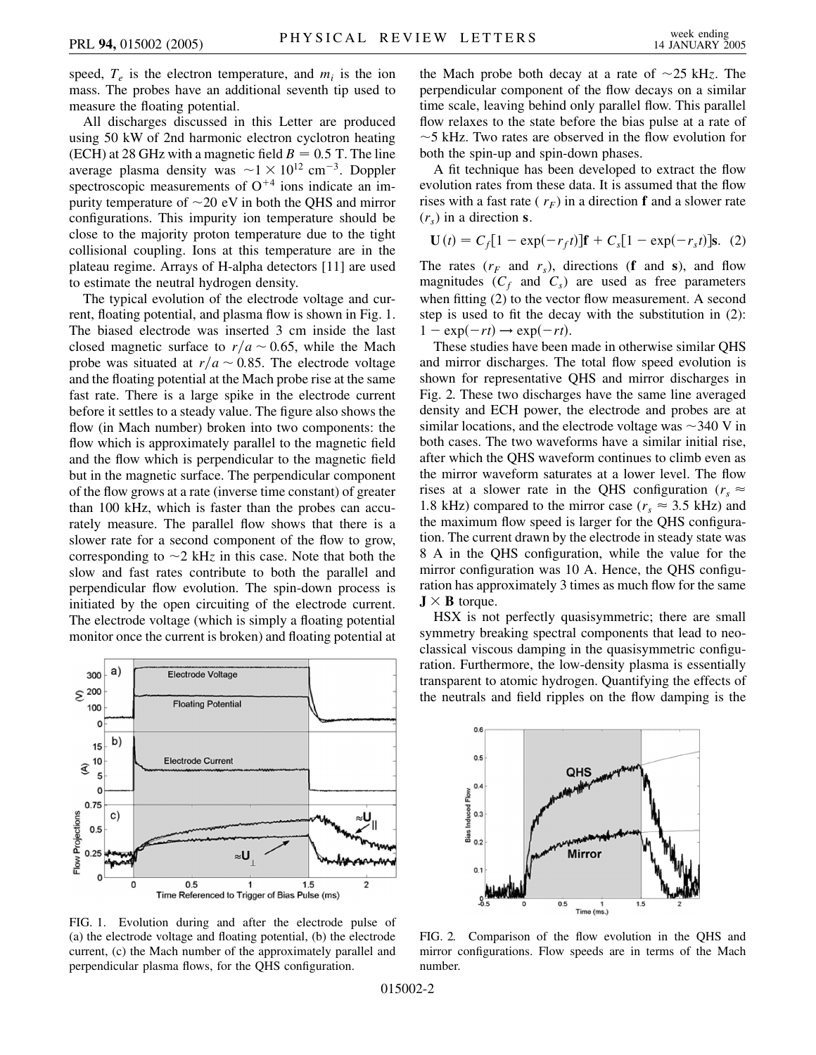speed, $T_e$ is the electron temperature, and $m_i$ is the ion mass. The probes have an additional seventh tip used to measure the floating potential.

All discharges discussed in this Letter are produced using 50 kW of 2nd harmonic electron cyclotron heating (ECH) at 28 GHz with a magnetic field $B = 0.5$ T. The line average plasma density was $\sim 1 \times 10^{12}$ cm$^{-3}$. Doppler spectroscopic measurements of $O^{+4}$ ions indicate an impurity temperature of $\sim 20$ eV in both the QHS and mirror configurations. This impurity ion temperature should be close to the majority proton temperature due to the tight collisional coupling. Ions at this temperature are in the plateau regime. Arrays of H-alpha detectors [11] are used to estimate the neutral hydrogen density.

The typical evolution of the electrode voltage and current, floating potential, and plasma flow is shown in Fig. 1. The biased electrode was inserted 3 cm inside the last closed magnetic surface to $r/a \sim 0.65$, while the Mach probe was situated at $r/a \sim 0.85$. The electrode voltage and the floating potential at the Mach probe rise at the same fast rate. There is a large spike in the electrode current before it settles to a steady value. The figure also shows the flow (in Mach number) broken into two components: the flow which is approximately parallel to the magnetic field and the flow which is perpendicular to the magnetic field but in the magnetic surface. The perpendicular component of the flow grows at a rate (inverse time constant) of greater than 100 kHz, which is faster than the probes can accurately measure. The parallel flow shows that there is a slower rate for a second component of the flow to grow, corresponding to $\sim 2$ kHz in this case. Note that both the slow and fast rates contribute to both the parallel and perpendicular flow evolution. The spin-down process is initiated by the open circuiting of the electrode current. The electrode voltage (which is simply a floating potential monitor once the current is broken) and floating potential at the Mach probe both decay at a rate of $\sim 25$ kHz. The perpendicular component of the flow decays on a similar time scale, leaving behind only parallel flow. This parallel flow relaxes to the state before the bias pulse at a rate of $\sim 5$ kHz. Two rates are observed in the flow evolution for both the spin-up and spin-down phases.

FIG. 1. Evolution during and after the electrode pulse of (a) the electrode voltage and floating potential, (b) the electrode current, (c) the Mach number of the approximately parallel and perpendicular plasma flows, for the QHS configuration.

A fit technique has been developed to extract the flow evolution rates from these data. It is assumed that the flow rises with a fast rate ($r_F$) in a direction **f** and a slower rate ($r_s$) in a direction **s**.

$$\mathbf{U}(t) = C_f[1 - \exp(-r_f t)]\mathbf{f} + C_s[1 - \exp(-r_s t)]\mathbf{s}. \quad (2)$$

The rates ($r_F$ and $r_s$), directions (**f** and **s**), and flow magnitudes ($C_f$ and $C_s$) are used as free parameters when fitting (2) to the vector flow measurement. A second step is used to fit the decay with the substitution in (2): $1 - \exp(-rt) \rightarrow \exp(-rt)$.

These studies have been made in otherwise similar QHS and mirror discharges. The total flow speed evolution is shown for representative QHS and mirror discharges in Fig. 2. These two discharges have the same line averaged density and ECH power, the electrode and probes are at similar locations, and the electrode voltage was $\sim 340$ V in both cases. The two waveforms have a similar initial rise, after which the QHS waveform continues to climb even as the mirror waveform saturates at a lower level. The flow rises at a slower rate in the QHS configuration ($r_s \approx 1.8$ kHz) compared to the mirror case ($r_s \approx 3.5$ kHz) and the maximum flow speed is larger for the QHS configuration. The current drawn by the electrode in steady state was 8 A in the QHS configuration, while the value for the mirror configuration was 10 A. Hence, the QHS configuration has approximately 3 times as much flow for the same $\mathbf{J} \times \mathbf{B}$ torque.

HSX is not perfectly quasisymmetric; there are small symmetry breaking spectral components that lead to neoclassical viscous damping in the quasisymmetric configuration. Furthermore, the low-density plasma is essentially transparent to atomic hydrogen. Quantifying the effects of the neutrals and field ripples on the flow damping is the

FIG. 2. Comparison of the flow evolution in the QHS and mirror configurations. Flow speeds are in terms of the Mach number.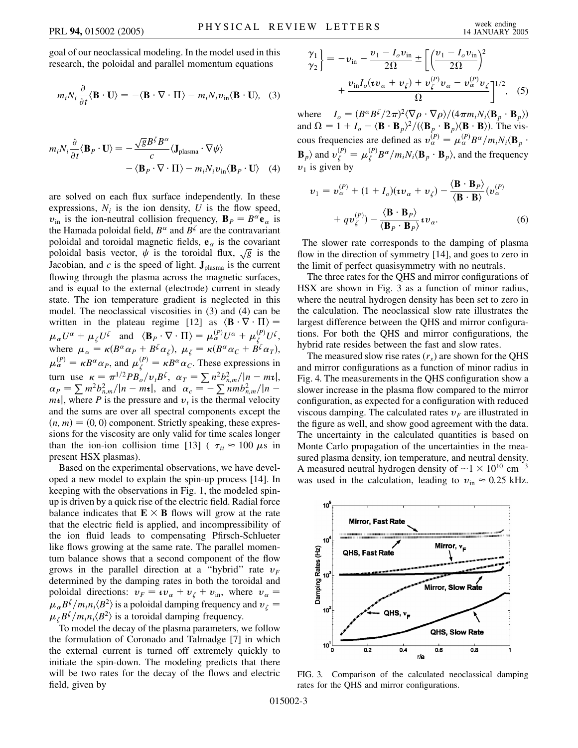goal of our neoclassical modeling. In the model used in this research, the poloidal and parallel momentum equations

$$m_i N_i \frac{\partial}{\partial t}\langle \mathbf{B}\cdot\mathbf{U}\rangle = -\langle \mathbf{B}\cdot\nabla\cdot\Pi\rangle - m_i N_i v_{\rm in}\langle \mathbf{B}\cdot\mathbf{U}\rangle, \quad (3)$$

$$m_i N_i \frac{\partial}{\partial t}\langle \mathbf{B}_P\cdot\mathbf{U}\rangle = -\frac{\sqrt{g}B^\zeta B^\alpha}{c}\langle \mathbf{J}_{\rm plasma}\cdot\nabla\psi\rangle - \langle \mathbf{B}_P\cdot\nabla\cdot\Pi\rangle - m_i N_i v_{\rm in}\langle \mathbf{B}_P\cdot\mathbf{U}\rangle \quad (4)$$

are solved on each flux surface independently. In these expressions, $N_i$ is the ion density, $U$ is the flow speed, $v_{\rm in}$ is the ion-neutral collision frequency, $\mathbf{B}_P = B^\alpha \mathbf{e}_\alpha$ is the Hamada poloidal field, $B^\alpha$ and $B^\zeta$ are the contravariant poloidal and toroidal magnetic fields, $\mathbf{e}_\alpha$ is the covariant poloidal basis vector, $\psi$ is the toroidal flux, $\sqrt{g}$ is the Jacobian, and $c$ is the speed of light. $\mathbf{J}_{\rm plasma}$ is the current flowing through the plasma across the magnetic surfaces, and is equal to the external (electrode) current in steady state. The ion temperature gradient is neglected in this model. The neoclassical viscosities in (3) and (4) can be written in the plateau regime [12] as $\langle \mathbf{B}\cdot\nabla\cdot\Pi\rangle = \mu_\alpha U^\alpha + \mu_\zeta U^\zeta$ and $\langle \mathbf{B}_P\cdot\nabla\cdot\Pi\rangle = \mu_\alpha^{(P)} U^\alpha + \mu_\zeta^{(P)} U^\zeta$, where $\mu_\alpha = \kappa(B^\alpha\alpha_P + B^\zeta\alpha_\zeta)$, $\mu_\zeta = \kappa(B^\alpha\alpha_C + B^\zeta\alpha_T)$, $\mu_\alpha^{(P)} = \kappa B^\alpha \alpha_P$, and $\mu_\zeta^{(P)} = \kappa B^\alpha \alpha_C$. These expressions in turn use $\kappa = \pi^{1/2} P B_o / v_t B^\zeta$, $\alpha_T = \sum n^2 b_{n,m}^2/|n - m\iota|$, $\alpha_P = \sum m^2 b_{n,m}^2/|n - m\iota|$, and $\alpha_c = -\sum nm b_{n,m}^2/|n - m\iota|$, where $P$ is the pressure and $v_t$ is the thermal velocity and the sums are over all spectral components except the $(n, m) = (0, 0)$ component. Strictly speaking, these expressions for the viscosity are only valid for time scales longer than the ion-ion collision time [13] ( $\tau_{ii} \approx 100\ \mu$s in present HSX plasmas).

Based on the experimental observations, we have developed a new model to explain the spin-up process [14]. In keeping with the observations in Fig. 1, the modeled spin-up is driven by a quick rise of the electric field. Radial force balance indicates that $\mathbf{E}\times\mathbf{B}$ flows will grow at the rate that the electric field is applied, and incompressibility of the ion fluid leads to compensating Pfirsch-Schlueter like flows growing at the same rate. The parallel momentum balance shows that a second component of the flow grows in the parallel direction at a "hybrid" rate $v_F$ determined by the damping rates in both the toroidal and poloidal directions: $v_F = \iota v_\alpha + v_\zeta + v_{\rm in}$, where $v_\alpha = \mu_\alpha B^\zeta / m_i n_i \langle B^2\rangle$ is a poloidal damping frequency and $v_\zeta = \mu_\zeta B^\zeta / m_i n_i \langle B^2\rangle$ is a toroidal damping frequency.

To model the decay of the plasma parameters, we follow the formulation of Coronado and Talmadge [7] in which the external current is turned off extremely quickly to initiate the spin-down. The modeling predicts that there will be two rates for the decay of the flows and electric field, given by

$$\left.\begin{matrix}\gamma_1\\ \gamma_2\end{matrix}\right\} = -v_{\rm in} - \frac{v_1 - I_o v_{\rm in}}{2\Omega} \pm \left[\left(\frac{v_1 - I_o v_{\rm in}}{2\Omega}\right)^2 + \frac{v_{\rm in} I_o(\iota v_\alpha + v_\zeta) + v_\zeta^{(P)} v_\alpha - v_\alpha^{(P)} v_\zeta}{\Omega}\right]^{1/2}, \quad (5)$$

where $I_o = (B^\alpha B^\zeta / 2\pi)^2 \langle \nabla\rho\cdot\nabla\rho\rangle / (4\pi m_i N_i \langle \mathbf{B}_p\cdot\mathbf{B}_p\rangle)$ and $\Omega = 1 + I_o - \langle \mathbf{B}\cdot\mathbf{B}_p\rangle^2 / (\langle \mathbf{B}_p\cdot\mathbf{B}_p\rangle\langle \mathbf{B}\cdot\mathbf{B}\rangle)$. The viscous frequencies are defined as $v_\alpha^{(P)} = \mu_\alpha^{(P)} B^\alpha / m_i N_i \langle \mathbf{B}_p\cdot\mathbf{B}_p\rangle$ and $v_\zeta^{(P)} = \mu_\zeta^{(P)} B^\alpha / m_i N_i \langle \mathbf{B}_p\cdot\mathbf{B}_p\rangle$, and the frequency $v_1$ is given by

$$v_1 = v_\alpha^{(P)} + (1 + I_o)(\iota v_\alpha + v_\zeta) - \frac{\langle \mathbf{B}\cdot\mathbf{B}_P\rangle}{\langle \mathbf{B}\cdot\mathbf{B}\rangle}(v_\alpha^{(P)} + q v_\zeta^{(P)}) - \frac{\langle \mathbf{B}\cdot\mathbf{B}_P\rangle}{\langle \mathbf{B}_P\cdot\mathbf{B}_P\rangle}\iota v_\alpha. \quad (6)$$

The slower rate corresponds to the damping of plasma flow in the direction of symmetry [14], and goes to zero in the limit of perfect quasisymmetry with no neutrals.

The three rates for the QHS and mirror configurations of HSX are shown in Fig. 3 as a function of minor radius, where the neutral hydrogen density has been set to zero in the calculation. The neoclassical slow rate illustrates the largest difference between the QHS and mirror configurations. For both the QHS and mirror configurations, the hybrid rate resides between the fast and slow rates.

The measured slow rise rates ($r_s$) are shown for the QHS and mirror configurations as a function of minor radius in Fig. 4. The measurements in the QHS configuration show a slower increase in the plasma flow compared to the mirror configuration, as expected for a configuration with reduced viscous damping. The calculated rates $v_F$ are illustrated in the figure as well, and show good agreement with the data. The uncertainty in the calculated quantities is based on Monte Carlo propagation of the uncertainties in the measured plasma density, ion temperature, and neutral density. A measured neutral hydrogen density of $\sim 1 \times 10^{10}$ cm$^{-3}$ was used in the calculation, leading to $v_{\rm in} \approx 0.25$ kHz.

FIG. 3. Comparison of the calculated neoclassical damping rates for the QHS and mirror configurations.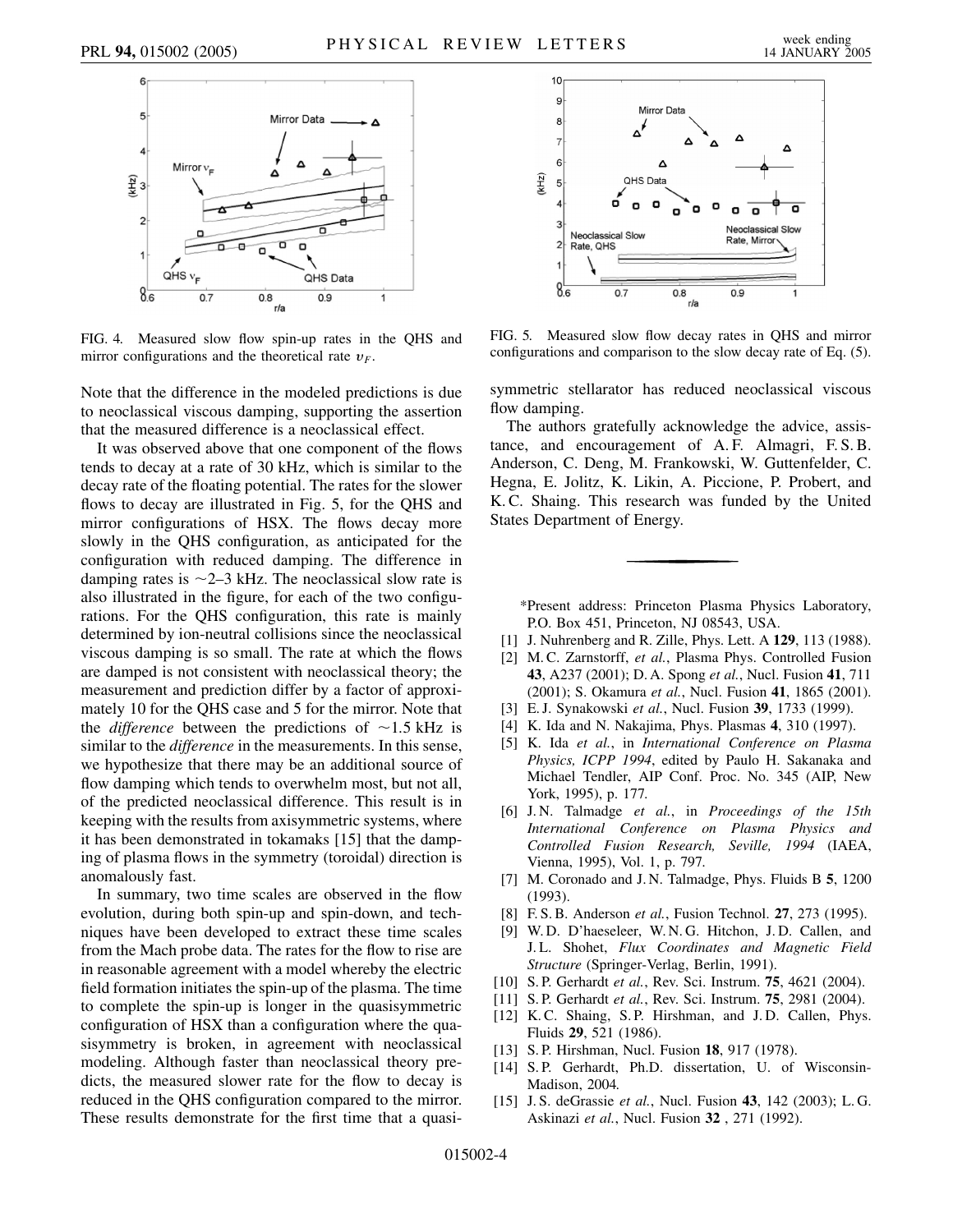6

5

4

3

2

1

0

(kHz)

0.6 0.7 0.8 0.9 1

r/a

Mirror Data

Mirror $\nu_F$

QHS $\nu_F$

QHS Data

FIG. 4. Measured slow flow spin-up rates in the QHS and mirror configurations and the theoretical rate $\nu_F$.

10

9

8

7

6

5

4

3

2

1

0

(kHz)

0.6 0.7 0.8 0.9 1

r/a

Mirror Data

QHS Data

Neoclassical Slow Rate, QHS

Neoclassical Slow Rate, Mirror

FIG. 5. Measured slow flow decay rates in QHS and mirror configurations and comparison to the slow decay rate of Eq. (5).

Note that the difference in the modeled predictions is due to neoclassical viscous damping, supporting the assertion that the measured difference is a neoclassical effect.

It was observed above that one component of the flows tends to decay at a rate of 30 kHz, which is similar to the decay rate of the floating potential. The rates for the slower flows to decay are illustrated in Fig. 5, for the QHS and mirror configurations of HSX. The flows decay more slowly in the QHS configuration, as anticipated for the configuration with reduced damping. The difference in damping rates is ~2–3 kHz. The neoclassical slow rate is also illustrated in the figure, for each of the two configurations. For the QHS configuration, this rate is mainly determined by ion-neutral collisions since the neoclassical viscous damping is so small. The rate at which the flows are damped is not consistent with neoclassical theory; the measurement and prediction differ by a factor of approximately 10 for the QHS case and 5 for the mirror. Note that the *difference* between the predictions of ~1.5 kHz is similar to the *difference* in the measurements. In this sense, we hypothesize that there may be an additional source of flow damping which tends to overwhelm most, but not all, of the predicted neoclassical difference. This result is in keeping with the results from axisymmetric systems, where it has been demonstrated in tokamaks [15] that the damping of plasma flows in the symmetry (toroidal) direction is anomalously fast.

In summary, two time scales are observed in the flow evolution, during both spin-up and spin-down, and techniques have been developed to extract these time scales from the Mach probe data. The rates for the flow to rise are in reasonable agreement with a model whereby the electric field formation initiates the spin-up of the plasma. The time to complete the spin-up is longer in the quasisymmetric configuration of HSX than a configuration where the quasisymmetry is broken, in agreement with neoclassical modeling. Although faster than neoclassical theory predicts, the measured slower rate for the flow to decay is reduced in the QHS configuration compared to the mirror. These results demonstrate for the first time that a quasisymmetric stellarator has reduced neoclassical viscous flow damping.

The authors gratefully acknowledge the advice, assistance, and encouragement of A. F. Almagri, F. S. B. Anderson, C. Deng, M. Frankowski, W. Guttenfelder, C. Hegna, E. Jolitz, K. Likin, A. Piccione, P. Probert, and K. C. Shaing. This research was funded by the United States Department of Energy.

*Present address: Princeton Plasma Physics Laboratory, P.O. Box 451, Princeton, NJ 08543, USA.

[1] J. Nuhrenberg and R. Zille, Phys. Lett. A **129**, 113 (1988).

[2] M. C. Zarnstorff, *et al.*, Plasma Phys. Controlled Fusion **43**, A237 (2001); D. A. Spong *et al.*, Nucl. Fusion **41**, 711 (2001); S. Okamura *et al.*, Nucl. Fusion **41**, 1865 (2001).

[3] E. J. Synakowski *et al.*, Nucl. Fusion **39**, 1733 (1999).

[4] K. Ida and N. Nakajima, Phys. Plasmas **4**, 310 (1997).

[5] K. Ida *et al.*, in *International Conference on Plasma Physics, ICPP 1994*, edited by Paulo H. Sakanaka and Michael Tendler, AIP Conf. Proc. No. 345 (AIP, New York, 1995), p. 177.

[6] J. N. Talmadge *et al.*, in *Proceedings of the 15th International Conference on Plasma Physics and Controlled Fusion Research, Seville, 1994* (IAEA, Vienna, 1995), Vol. 1, p. 797.

[7] M. Coronado and J. N. Talmadge, Phys. Fluids B **5**, 1200 (1993).

[8] F. S. B. Anderson *et al.*, Fusion Technol. **27**, 273 (1995).

[9] W. D. D'haeseleer, W. N. G. Hitchon, J. D. Callen, and J. L. Shohet, *Flux Coordinates and Magnetic Field Structure* (Springer-Verlag, Berlin, 1991).

[10] S. P. Gerhardt *et al.*, Rev. Sci. Instrum. **75**, 4621 (2004).

[11] S. P. Gerhardt *et al.*, Rev. Sci. Instrum. **75**, 2981 (2004).

[12] K. C. Shaing, S. P. Hirshman, and J. D. Callen, Phys. Fluids **29**, 521 (1986).

[13] S. P. Hirshman, Nucl. Fusion **18**, 917 (1978).

[14] S. P. Gerhardt, Ph.D. dissertation, U. of Wisconsin-Madison, 2004.

[15] J. S. deGrassie *et al.*, Nucl. Fusion **43**, 142 (2003); L. G. Askinazi *et al.*, Nucl. Fusion **32** , 271 (1992).